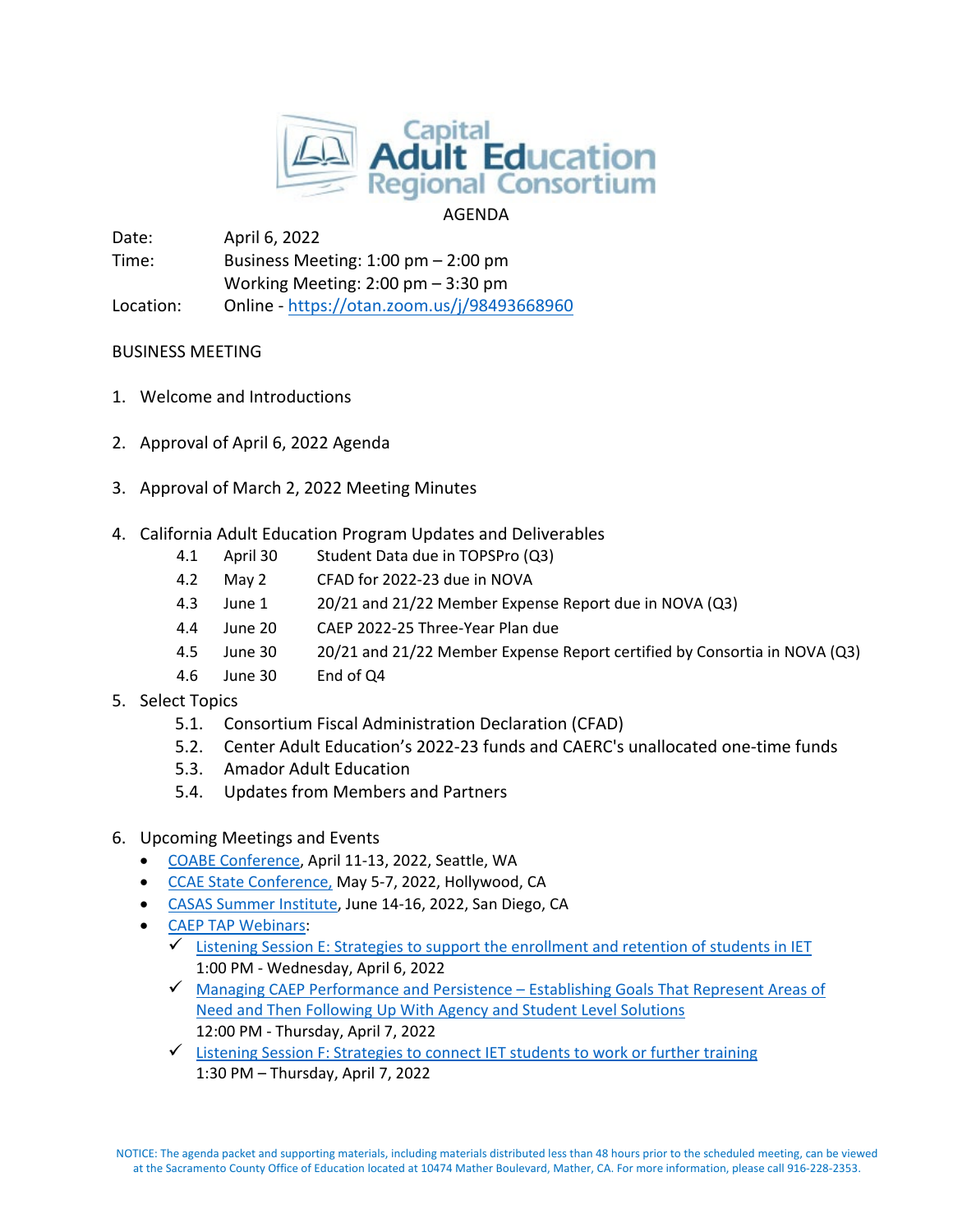# Capital Adult Education Regional Consortium

AGENDA

Date: April 6, 2022
Time: Business Meeting: 1:00 pm – 2:00 pm
Working Meeting: 2:00 pm – 3:30 pm
Location: Online - https://otan.zoom.us/j/98493668960

## BUSINESS MEETING

1. Welcome and Introductions

2. Approval of April 6, 2022 Agenda

3. Approval of March 2, 2022 Meeting Minutes

4. California Adult Education Program Updates and Deliverables

| | | |
|---|---|---|
| 4.1 | April 30 | Student Data due in TOPSPro (Q3) |
| 4.2 | May 2 | CFAD for 2022-23 due in NOVA |
| 4.3 | June 1 | 20/21 and 21/22 Member Expense Report due in NOVA (Q3) |
| 4.4 | June 20 | CAEP 2022-25 Three-Year Plan due |
| 4.5 | June 30 | 20/21 and 21/22 Member Expense Report certified by Consortia in NOVA (Q3) |
| 4.6 | June 30 | End of Q4 |

5. Select Topics
   - 5.1. Consortium Fiscal Administration Declaration (CFAD)
   - 5.2. Center Adult Education's 2022-23 funds and CAERC's unallocated one-time funds
   - 5.3. Amador Adult Education
   - 5.4. Updates from Members and Partners

6. Upcoming Meetings and Events
   - COABE Conference, April 11-13, 2022, Seattle, WA
   - CCAE State Conference, May 5-7, 2022, Hollywood, CA
   - CASAS Summer Institute, June 14-16, 2022, San Diego, CA
   - CAEP TAP Webinars:
     - ✓ Listening Session E: Strategies to support the enrollment and retention of students in IET
       1:00 PM - Wednesday, April 6, 2022
     - ✓ Managing CAEP Performance and Persistence – Establishing Goals That Represent Areas of Need and Then Following Up With Agency and Student Level Solutions
       12:00 PM - Thursday, April 7, 2022
     - ✓ Listening Session F: Strategies to connect IET students to work or further training
       1:30 PM – Thursday, April 7, 2022

NOTICE: The agenda packet and supporting materials, including materials distributed less than 48 hours prior to the scheduled meeting, can be viewed at the Sacramento County Office of Education located at 10474 Mather Boulevard, Mather, CA. For more information, please call 916-228-2353.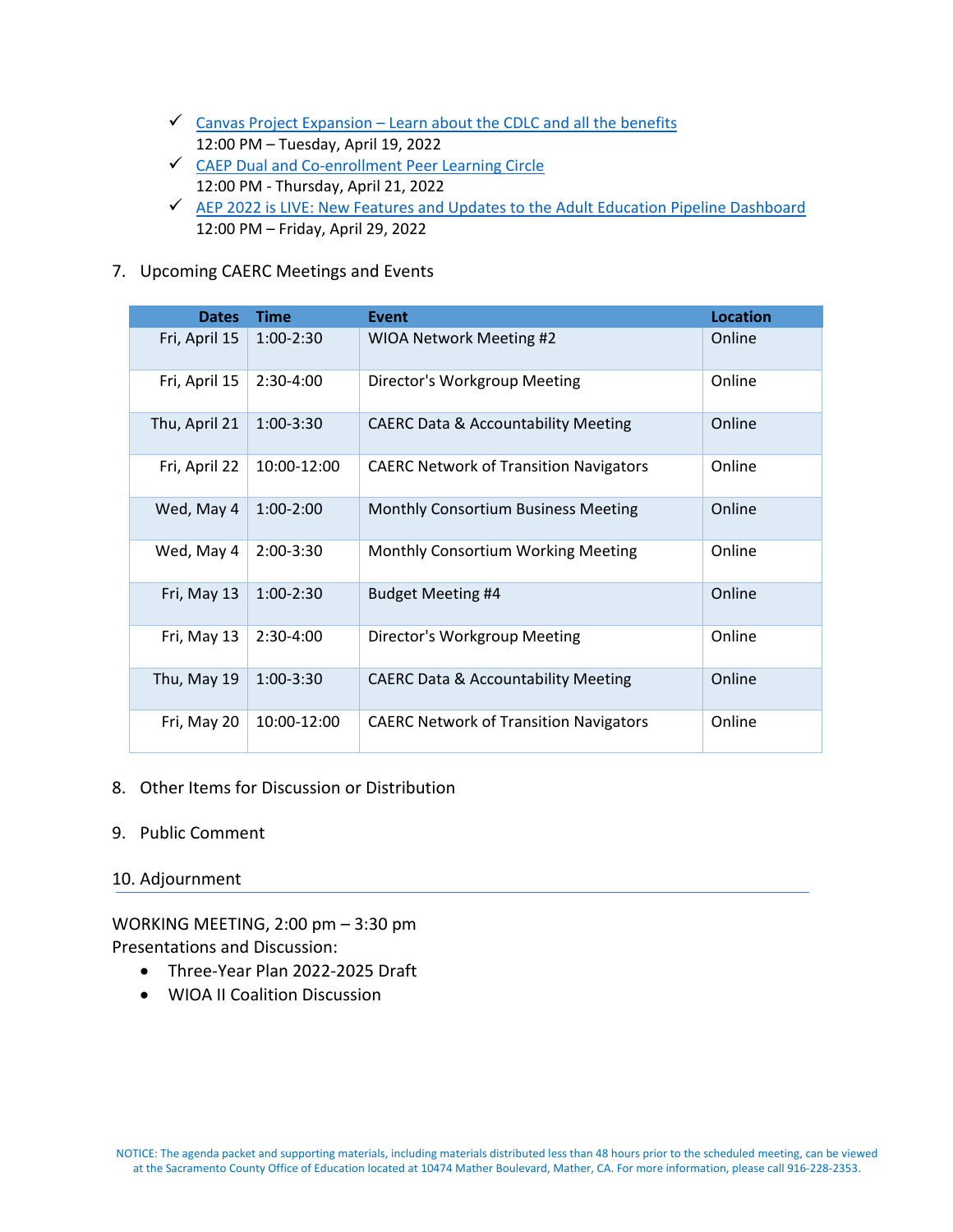- ✓ [Canvas Project Expansion – Learn about the CDLC and all the benefits]
  12:00 PM – Tuesday, April 19, 2022
- ✓ [CAEP Dual and Co-enrollment Peer Learning Circle]
  12:00 PM - Thursday, April 21, 2022
- ✓ [AEP 2022 is LIVE: New Features and Updates to the Adult Education Pipeline Dashboard]
  12:00 PM – Friday, April 29, 2022

7. Upcoming CAERC Meetings and Events

| Dates | Time | Event | Location |
|---|---|---|---|
| Fri, April 15 | 1:00-2:30 | WIOA Network Meeting #2 | Online |
| Fri, April 15 | 2:30-4:00 | Director's Workgroup Meeting | Online |
| Thu, April 21 | 1:00-3:30 | CAERC Data & Accountability Meeting | Online |
| Fri, April 22 | 10:00-12:00 | CAERC Network of Transition Navigators | Online |
| Wed, May 4 | 1:00-2:00 | Monthly Consortium Business Meeting | Online |
| Wed, May 4 | 2:00-3:30 | Monthly Consortium Working Meeting | Online |
| Fri, May 13 | 1:00-2:30 | Budget Meeting #4 | Online |
| Fri, May 13 | 2:30-4:00 | Director's Workgroup Meeting | Online |
| Thu, May 19 | 1:00-3:30 | CAERC Data & Accountability Meeting | Online |
| Fri, May 20 | 10:00-12:00 | CAERC Network of Transition Navigators | Online |

8. Other Items for Discussion or Distribution

9. Public Comment

10. Adjournment

---

WORKING MEETING, 2:00 pm – 3:30 pm
Presentations and Discussion:

- Three-Year Plan 2022-2025 Draft
- WIOA II Coalition Discussion

NOTICE: The agenda packet and supporting materials, including materials distributed less than 48 hours prior to the scheduled meeting, can be viewed at the Sacramento County Office of Education located at 10474 Mather Boulevard, Mather, CA. For more information, please call 916-228-2353.